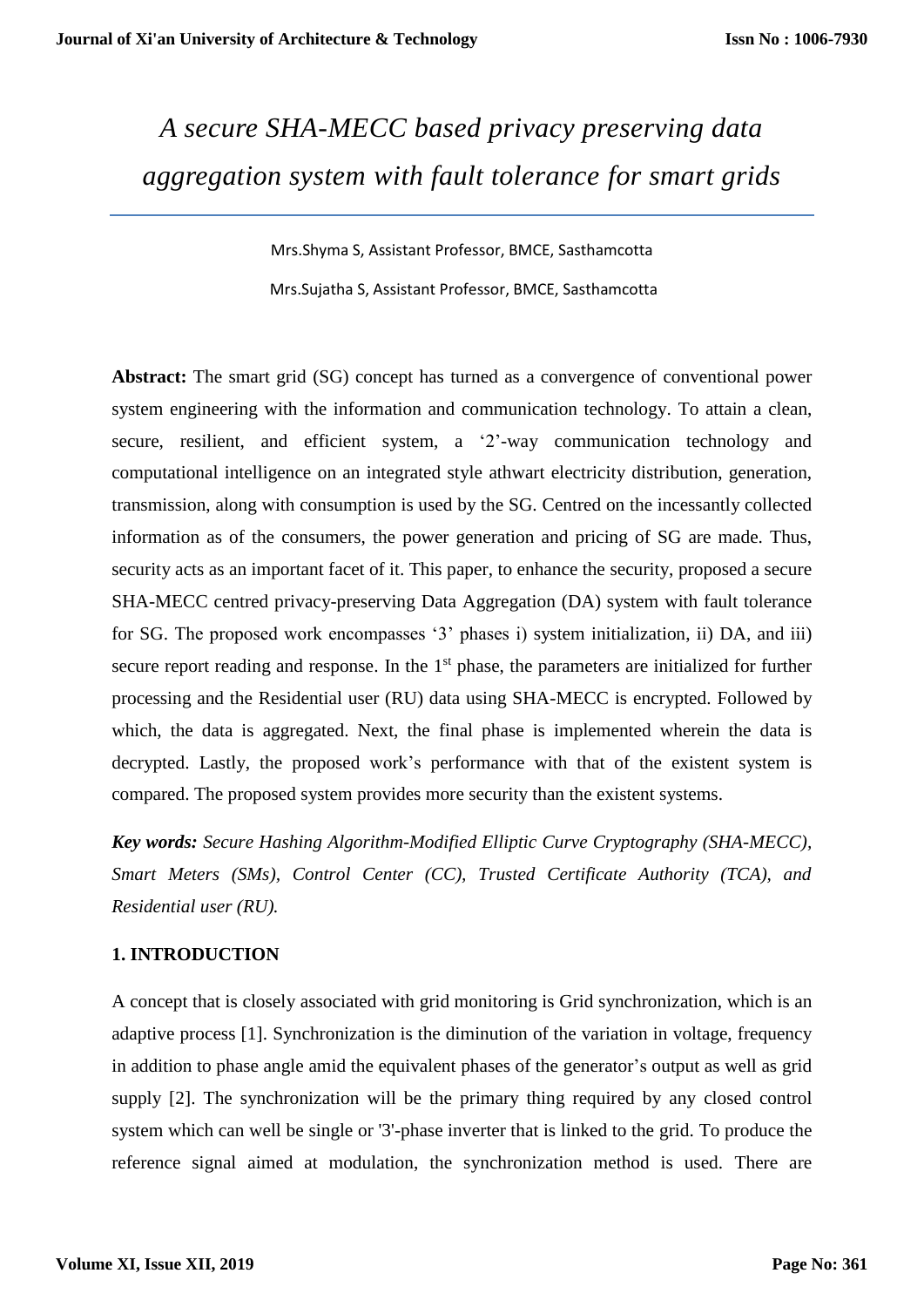# *A secure SHA-MECC based privacy preserving data aggregation system with fault tolerance for smart grids*

Mrs.Shyma S, Assistant Professor, BMCE, Sasthamcotta

Mrs.Sujatha S, Assistant Professor, BMCE, Sasthamcotta

**Abstract:** The smart grid (SG) concept has turned as a convergence of conventional power system engineering with the information and communication technology. To attain a clean, secure, resilient, and efficient system, a '2'-way communication technology and computational intelligence on an integrated style athwart electricity distribution, generation, transmission, along with consumption is used by the SG. Centred on the incessantly collected information as of the consumers, the power generation and pricing of SG are made. Thus, security acts as an important facet of it. This paper, to enhance the security, proposed a secure SHA-MECC centred privacy-preserving Data Aggregation (DA) system with fault tolerance for SG. The proposed work encompasses '3' phases i) system initialization, ii) DA, and iii) secure report reading and response. In the 1st phase, the parameters are initialized for further processing and the Residential user (RU) data using SHA-MECC is encrypted. Followed by which, the data is aggregated. Next, the final phase is implemented wherein the data is decrypted. Lastly, the proposed work's performance with that of the existent system is compared. The proposed system provides more security than the existent systems.

***Key words:*** *Secure Hashing Algorithm-Modified Elliptic Curve Cryptography (SHA-MECC), Smart Meters (SMs), Control Center (CC), Trusted Certificate Authority (TCA), and Residential user (RU).*

## 1. INTRODUCTION

A concept that is closely associated with grid monitoring is Grid synchronization, which is an adaptive process [1]. Synchronization is the diminution of the variation in voltage, frequency in addition to phase angle amid the equivalent phases of the generator's output as well as grid supply [2]. The synchronization will be the primary thing required by any closed control system which can well be single or '3'-phase inverter that is linked to the grid. To produce the reference signal aimed at modulation, the synchronization method is used. There are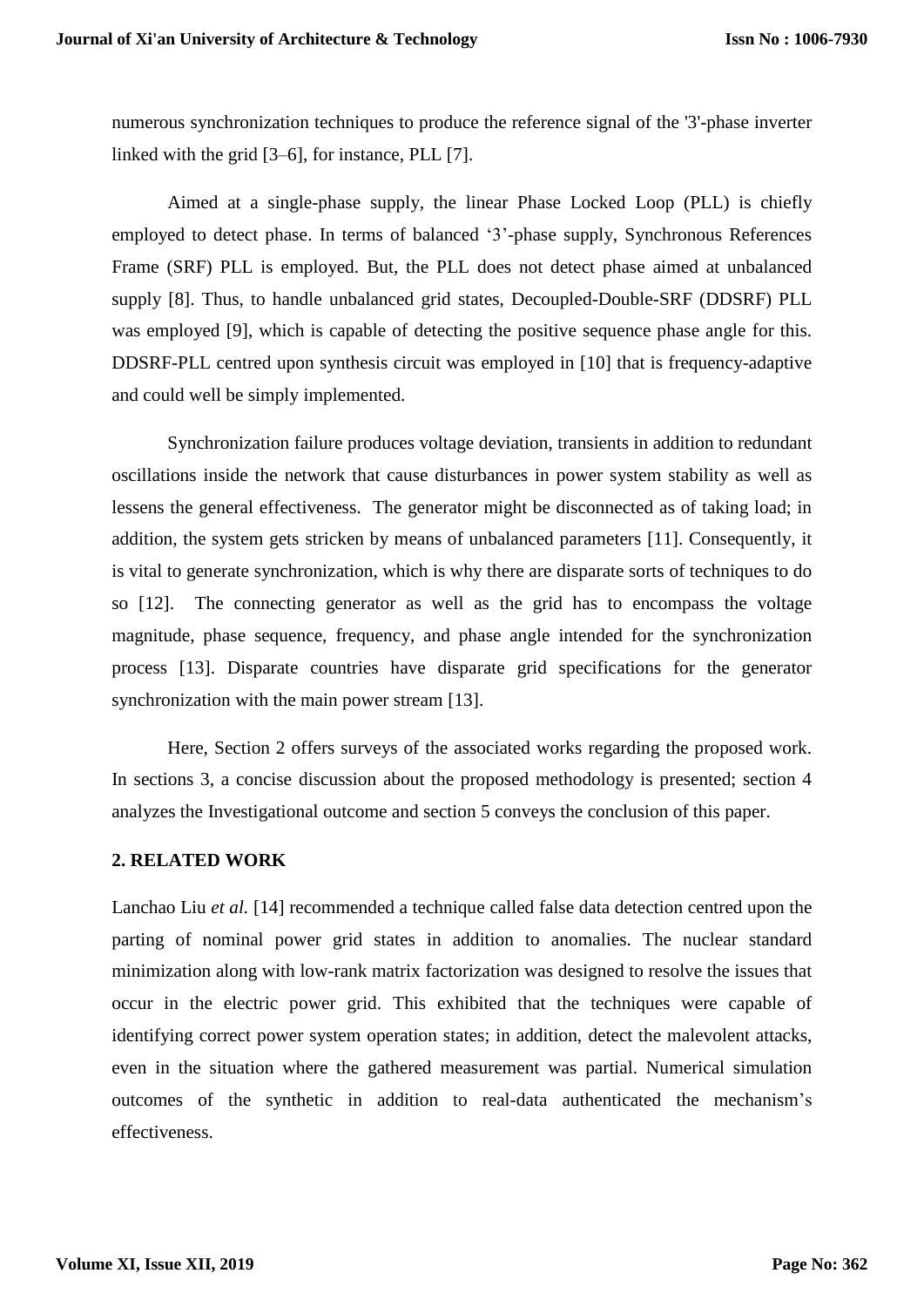numerous synchronization techniques to produce the reference signal of the '3'-phase inverter linked with the grid [3–6], for instance, PLL [7].

Aimed at a single-phase supply, the linear Phase Locked Loop (PLL) is chiefly employed to detect phase. In terms of balanced '3'-phase supply, Synchronous References Frame (SRF) PLL is employed. But, the PLL does not detect phase aimed at unbalanced supply [8]. Thus, to handle unbalanced grid states, Decoupled-Double-SRF (DDSRF) PLL was employed [9], which is capable of detecting the positive sequence phase angle for this. DDSRF-PLL centred upon synthesis circuit was employed in [10] that is frequency-adaptive and could well be simply implemented.

Synchronization failure produces voltage deviation, transients in addition to redundant oscillations inside the network that cause disturbances in power system stability as well as lessens the general effectiveness. The generator might be disconnected as of taking load; in addition, the system gets stricken by means of unbalanced parameters [11]. Consequently, it is vital to generate synchronization, which is why there are disparate sorts of techniques to do so [12]. The connecting generator as well as the grid has to encompass the voltage magnitude, phase sequence, frequency, and phase angle intended for the synchronization process [13]. Disparate countries have disparate grid specifications for the generator synchronization with the main power stream [13].

Here, Section 2 offers surveys of the associated works regarding the proposed work. In sections 3, a concise discussion about the proposed methodology is presented; section 4 analyzes the Investigational outcome and section 5 conveys the conclusion of this paper.

## 2. RELATED WORK

Lanchao Liu *et al.* [14] recommended a technique called false data detection centred upon the parting of nominal power grid states in addition to anomalies. The nuclear standard minimization along with low-rank matrix factorization was designed to resolve the issues that occur in the electric power grid. This exhibited that the techniques were capable of identifying correct power system operation states; in addition, detect the malevolent attacks, even in the situation where the gathered measurement was partial. Numerical simulation outcomes of the synthetic in addition to real-data authenticated the mechanism's effectiveness.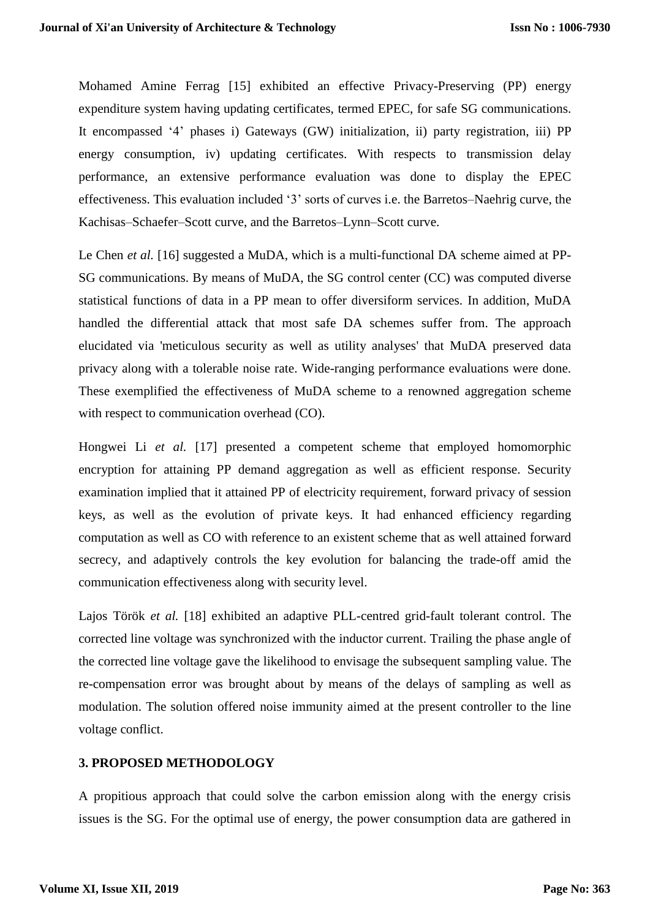Mohamed Amine Ferrag [15] exhibited an effective Privacy-Preserving (PP) energy expenditure system having updating certificates, termed EPEC, for safe SG communications. It encompassed '4' phases i) Gateways (GW) initialization, ii) party registration, iii) PP energy consumption, iv) updating certificates. With respects to transmission delay performance, an extensive performance evaluation was done to display the EPEC effectiveness. This evaluation included '3' sorts of curves i.e. the Barretos–Naehrig curve, the Kachisas–Schaefer–Scott curve, and the Barretos–Lynn–Scott curve.

Le Chen *et al.* [16] suggested a MuDA, which is a multi-functional DA scheme aimed at PP-SG communications. By means of MuDA, the SG control center (CC) was computed diverse statistical functions of data in a PP mean to offer diversiform services. In addition, MuDA handled the differential attack that most safe DA schemes suffer from. The approach elucidated via 'meticulous security as well as utility analyses' that MuDA preserved data privacy along with a tolerable noise rate. Wide-ranging performance evaluations were done. These exemplified the effectiveness of MuDA scheme to a renowned aggregation scheme with respect to communication overhead (CO).

Hongwei Li *et al.* [17] presented a competent scheme that employed homomorphic encryption for attaining PP demand aggregation as well as efficient response. Security examination implied that it attained PP of electricity requirement, forward privacy of session keys, as well as the evolution of private keys. It had enhanced efficiency regarding computation as well as CO with reference to an existent scheme that as well attained forward secrecy, and adaptively controls the key evolution for balancing the trade-off amid the communication effectiveness along with security level.

Lajos Török *et al.* [18] exhibited an adaptive PLL-centred grid-fault tolerant control. The corrected line voltage was synchronized with the inductor current. Trailing the phase angle of the corrected line voltage gave the likelihood to envisage the subsequent sampling value. The re-compensation error was brought about by means of the delays of sampling as well as modulation. The solution offered noise immunity aimed at the present controller to the line voltage conflict.

## 3. PROPOSED METHODOLOGY

A propitious approach that could solve the carbon emission along with the energy crisis issues is the SG. For the optimal use of energy, the power consumption data are gathered in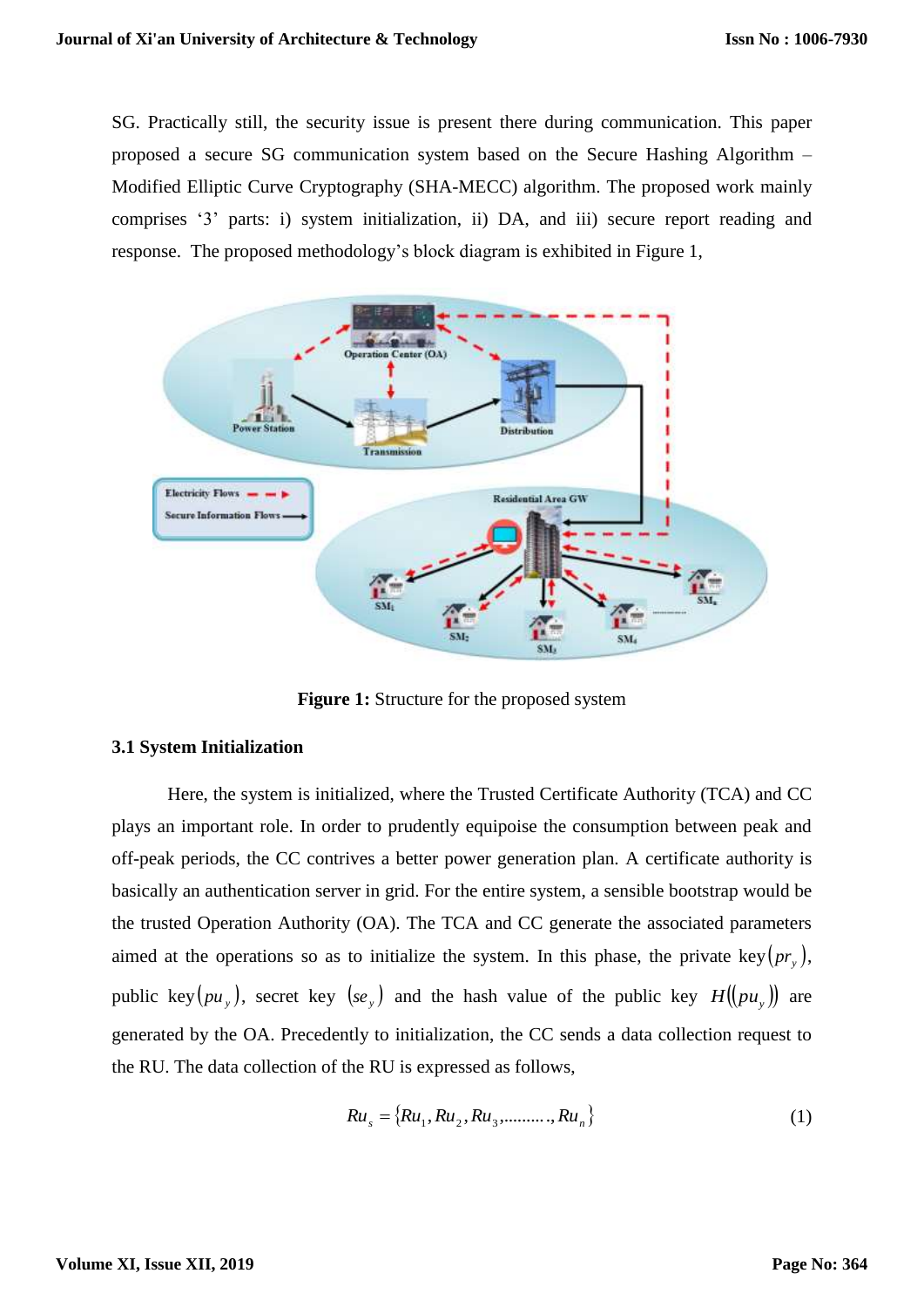SG. Practically still, the security issue is present there during communication. This paper proposed a secure SG communication system based on the Secure Hashing Algorithm – Modified Elliptic Curve Cryptography (SHA-MECC) algorithm. The proposed work mainly comprises '3' parts: i) system initialization, ii) DA, and iii) secure report reading and response. The proposed methodology's block diagram is exhibited in Figure 1,

**Figure 1:** Structure for the proposed system

### 3.1 System Initialization

Here, the system is initialized, where the Trusted Certificate Authority (TCA) and CC plays an important role. In order to prudently equipoise the consumption between peak and off-peak periods, the CC contrives a better power generation plan. A certificate authority is basically an authentication server in grid. For the entire system, a sensible bootstrap would be the trusted Operation Authority (OA). The TCA and CC generate the associated parameters aimed at the operations so as to initialize the system. In this phase, the private key$(pr_y)$, public key$(pu_y)$, secret key $(se_y)$ and the hash value of the public key $H((pu_y))$ are generated by the OA. Precedently to initialization, the CC sends a data collection request to the RU. The data collection of the RU is expressed as follows,

$$Ru_s = \{Ru_1, Ru_2, Ru_3, \ldots\ldots\ldots, Ru_n\} \tag{1}$$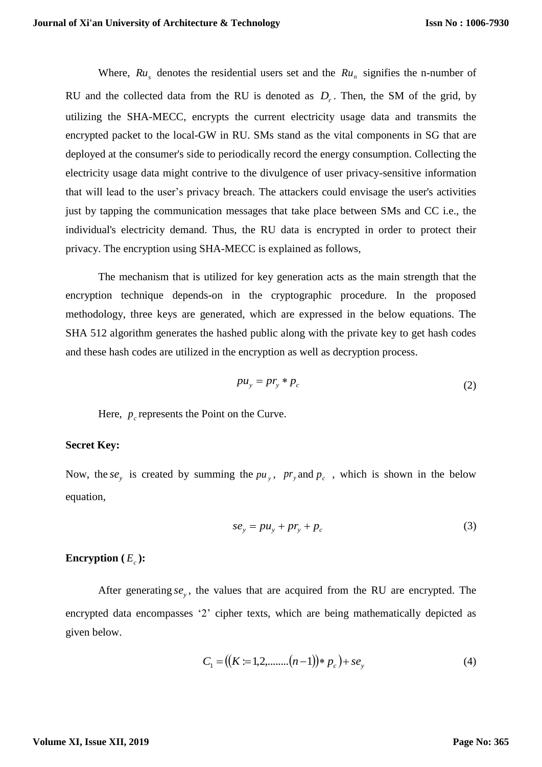Where, $Ru_s$ denotes the residential users set and the $Ru_n$ signifies the n-number of RU and the collected data from the RU is denoted as $D_r$. Then, the SM of the grid, by utilizing the SHA-MECC, encrypts the current electricity usage data and transmits the encrypted packet to the local-GW in RU. SMs stand as the vital components in SG that are deployed at the consumer's side to periodically record the energy consumption. Collecting the electricity usage data might contrive to the divulgence of user privacy-sensitive information that will lead to the user's privacy breach. The attackers could envisage the user's activities just by tapping the communication messages that take place between SMs and CC i.e., the individual's electricity demand. Thus, the RU data is encrypted in order to protect their privacy. The encryption using SHA-MECC is explained as follows,

The mechanism that is utilized for key generation acts as the main strength that the encryption technique depends-on in the cryptographic procedure. In the proposed methodology, three keys are generated, which are expressed in the below equations. The SHA 512 algorithm generates the hashed public along with the private key to get hash codes and these hash codes are utilized in the encryption as well as decryption process.

$$pu_y = pr_y * p_c \tag{2}$$

Here, $p_c$ represents the Point on the Curve.

**Secret Key:**

Now, the $se_y$ is created by summing the $pu_y$, $pr_y$ and $p_c$, which is shown in the below equation,

$$se_y = pu_y + pr_y + p_c \tag{3}$$

**Encryption ($E_c$):**

After generating $se_y$, the values that are acquired from the RU are encrypted. The encrypted data encompasses '2' cipher texts, which are being mathematically depicted as given below.

$$C_1 = ((K := 1,2,........(n-1)) * p_c) + se_y \tag{4}$$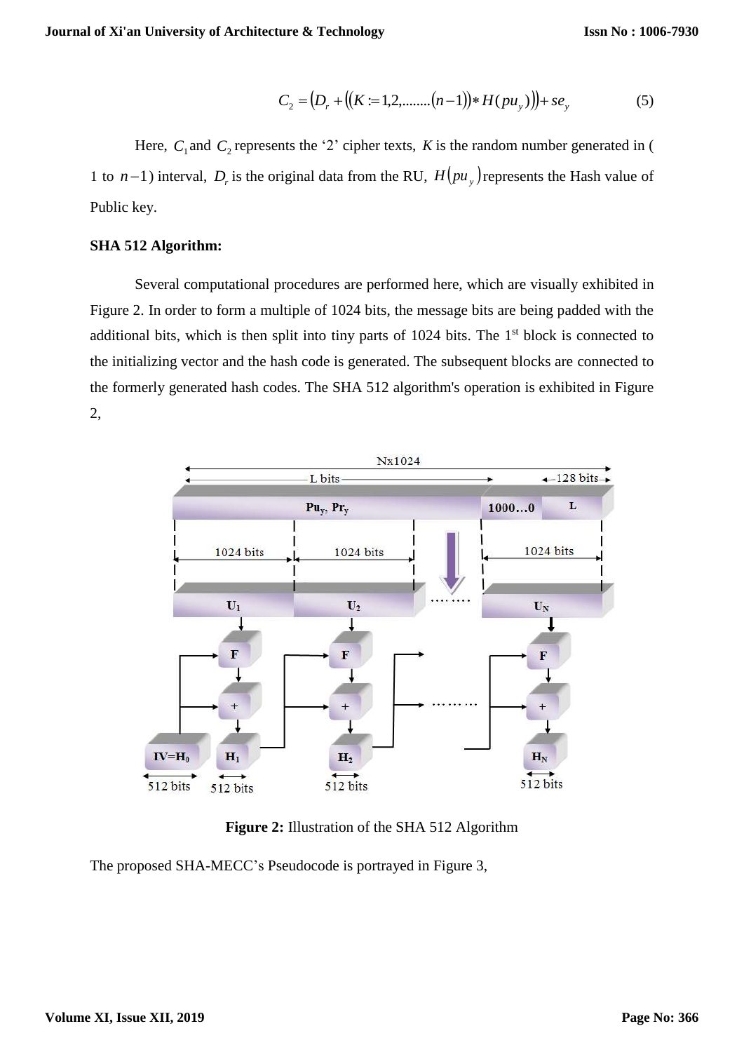$$C_2 = \left(D_r + \left(\left(K := 1,2,........(n-1)\right) * H(pu_y)\right)\right) + se_y \quad (5)$$

Here, $C_1$ and $C_2$ represents the '2' cipher texts, $K$ is the random number generated in ( 1 to $n-1$) interval, $D_r$ is the original data from the RU, $H(pu_y)$ represents the Hash value of Public key.

**SHA 512 Algorithm:**

Several computational procedures are performed here, which are visually exhibited in Figure 2. In order to form a multiple of 1024 bits, the message bits are being padded with the additional bits, which is then split into tiny parts of 1024 bits. The 1st block is connected to the initializing vector and the hash code is generated. The subsequent blocks are connected to the formerly generated hash codes. The SHA 512 algorithm's operation is exhibited in Figure 2,

**Figure 2:** Illustration of the SHA 512 Algorithm

The proposed SHA-MECC's Pseudocode is portrayed in Figure 3,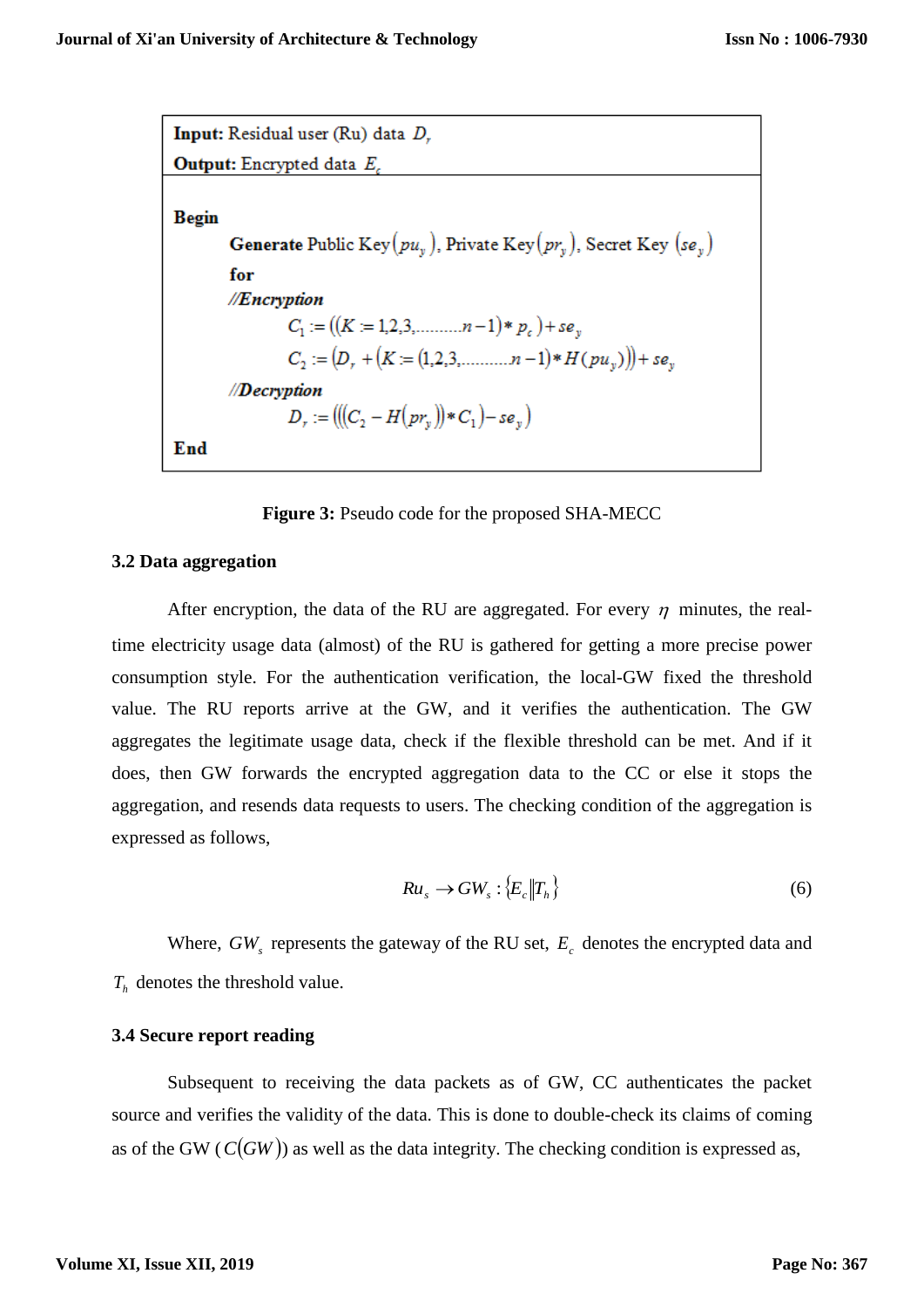```
Input: Residual user (Ru) data D_r
Output: Encrypted data E_c

Begin
    Generate Public Key(pu_y), Private Key(pr_y), Secret Key (se_y)
    for
    //Encryption
        C_1 := ((K := 1,2,3,.........n-1) * p_c) + se_y
        C_2 := (D_r + (K := (1,2,3,..........n-1) * H(pu_y))) + se_y
    //Decryption
        D_r := (((C_2 - H(pr_y)) * C_1) - se_y)
End
```

**Figure 3:** Pseudo code for the proposed SHA-MECC

### 3.2 Data aggregation

After encryption, the data of the RU are aggregated. For every $\eta$ minutes, the real-time electricity usage data (almost) of the RU is gathered for getting a more precise power consumption style. For the authentication verification, the local-GW fixed the threshold value. The RU reports arrive at the GW, and it verifies the authentication. The GW aggregates the legitimate usage data, check if the flexible threshold can be met. And if it does, then GW forwards the encrypted aggregation data to the CC or else it stops the aggregation, and resends data requests to users. The checking condition of the aggregation is expressed as follows,

$$Ru_s \rightarrow GW_s : \{E_c \| T_h\} \tag{6}$$

Where, $GW_s$ represents the gateway of the RU set, $E_c$ denotes the encrypted data and $T_h$ denotes the threshold value.

### 3.4 Secure report reading

Subsequent to receiving the data packets as of GW, CC authenticates the packet source and verifies the validity of the data. This is done to double-check its claims of coming as of the GW ($C(GW)$) as well as the data integrity. The checking condition is expressed as,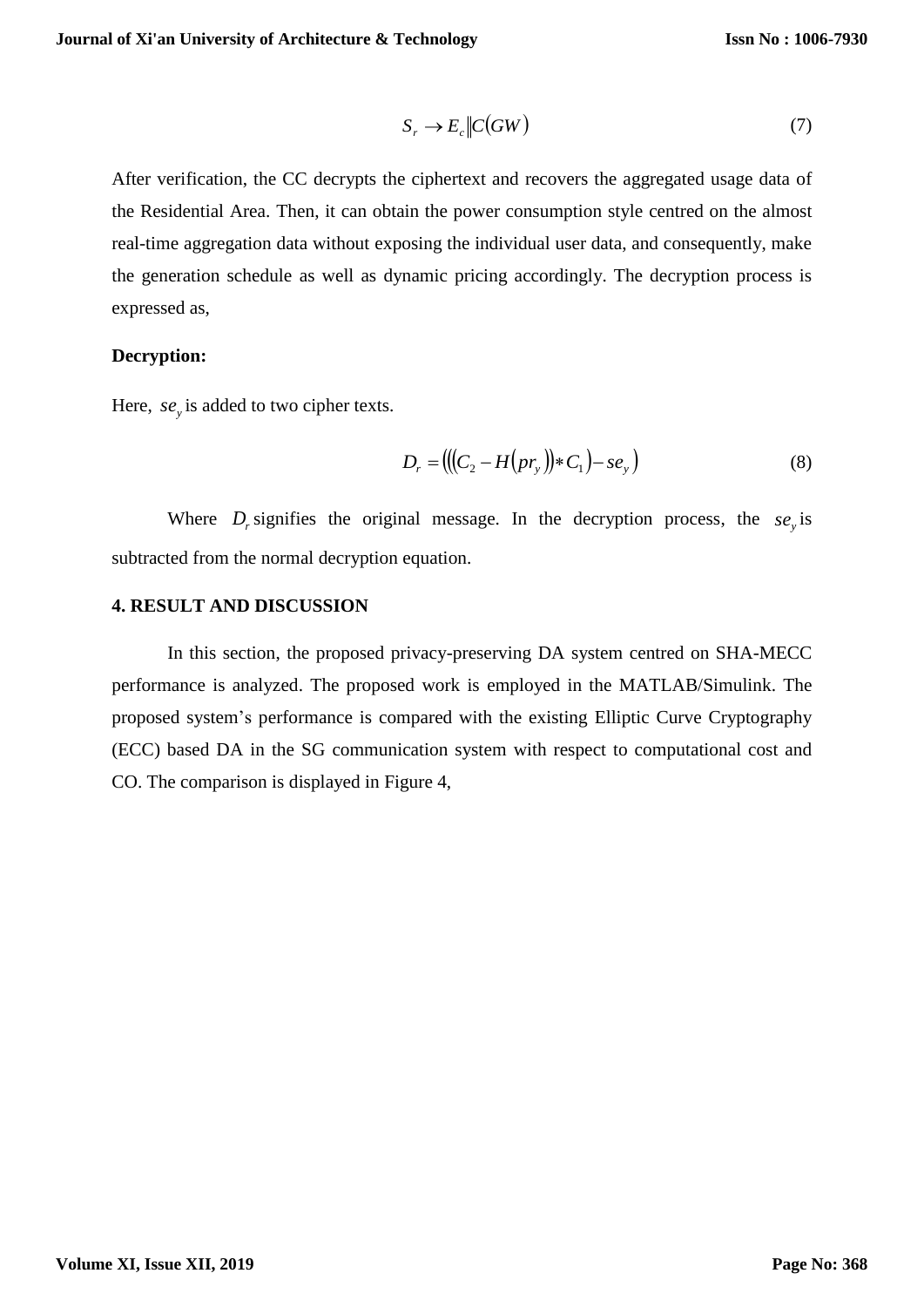$$S_r \rightarrow E_c \| C(GW) \tag{7}$$

After verification, the CC decrypts the ciphertext and recovers the aggregated usage data of the Residential Area. Then, it can obtain the power consumption style centred on the almost real-time aggregation data without exposing the individual user data, and consequently, make the generation schedule as well as dynamic pricing accordingly. The decryption process is expressed as,

**Decryption:**

Here, $se_y$ is added to two cipher texts.

$$D_r = \left(\left(\left(C_2 - H\left(pr_y\right)\right) * C_1\right) - se_y\right) \tag{8}$$

Where $D_r$ signifies the original message. In the decryption process, the $se_y$ is subtracted from the normal decryption equation.

## 4. RESULT AND DISCUSSION

In this section, the proposed privacy-preserving DA system centred on SHA-MECC performance is analyzed. The proposed work is employed in the MATLAB/Simulink. The proposed system's performance is compared with the existing Elliptic Curve Cryptography (ECC) based DA in the SG communication system with respect to computational cost and CO. The comparison is displayed in Figure 4,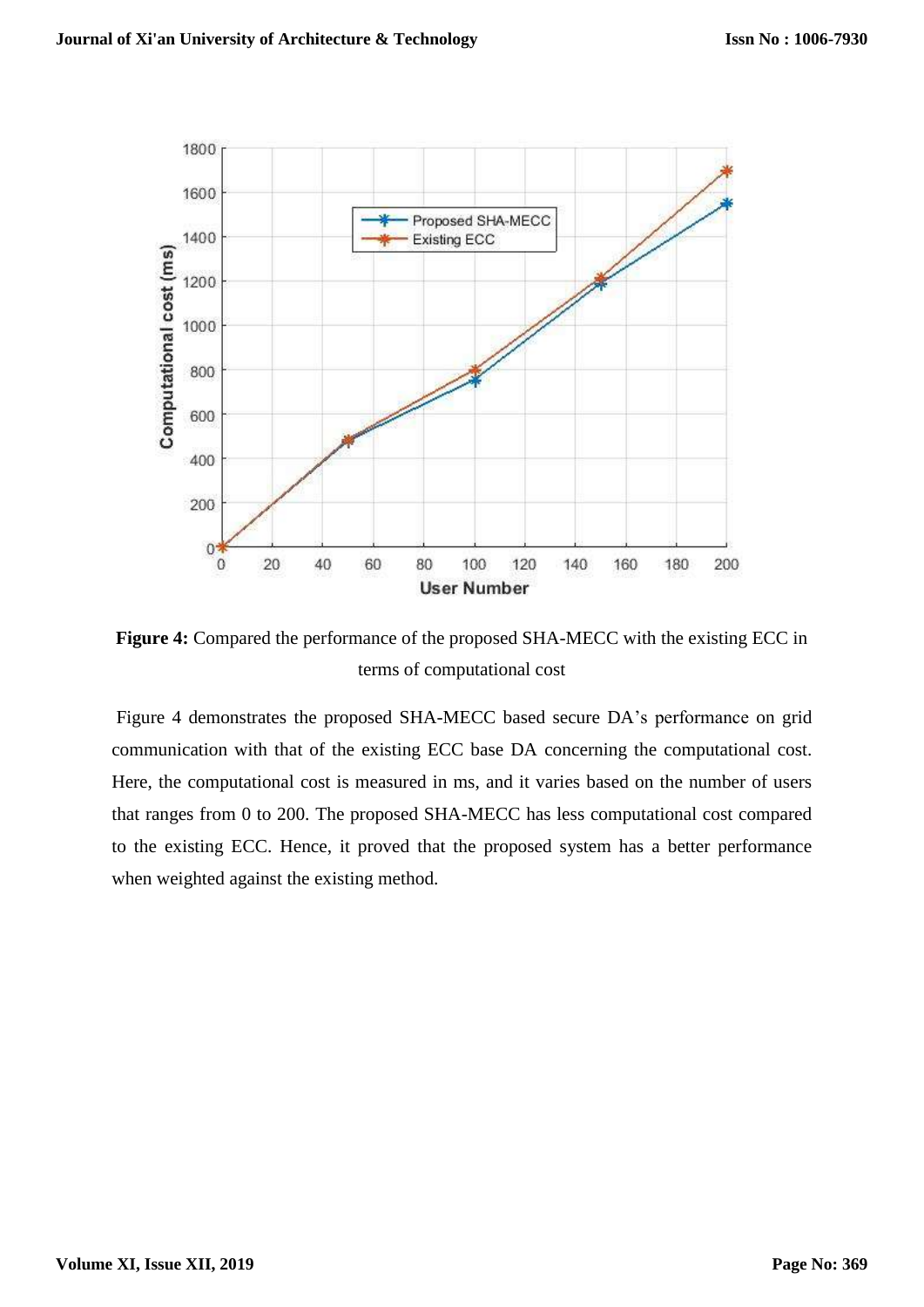**Figure 4:** Compared the performance of the proposed SHA-MECC with the existing ECC in terms of computational cost

Figure 4 demonstrates the proposed SHA-MECC based secure DA's performance on grid communication with that of the existing ECC base DA concerning the computational cost. Here, the computational cost is measured in ms, and it varies based on the number of users that ranges from 0 to 200. The proposed SHA-MECC has less computational cost compared to the existing ECC. Hence, it proved that the proposed system has a better performance when weighted against the existing method.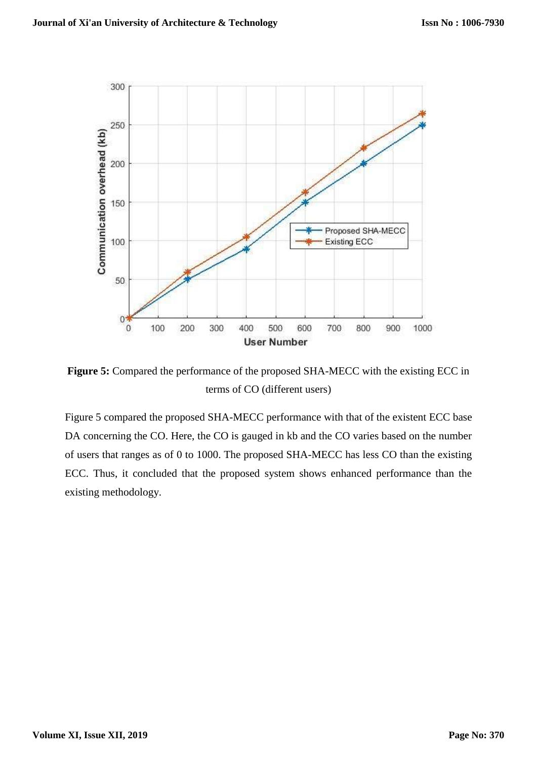**Figure 5:** Compared the performance of the proposed SHA-MECC with the existing ECC in terms of CO (different users)

Figure 5 compared the proposed SHA-MECC performance with that of the existent ECC base DA concerning the CO. Here, the CO is gauged in kb and the CO varies based on the number of users that ranges as of 0 to 1000. The proposed SHA-MECC has less CO than the existing ECC. Thus, it concluded that the proposed system shows enhanced performance than the existing methodology.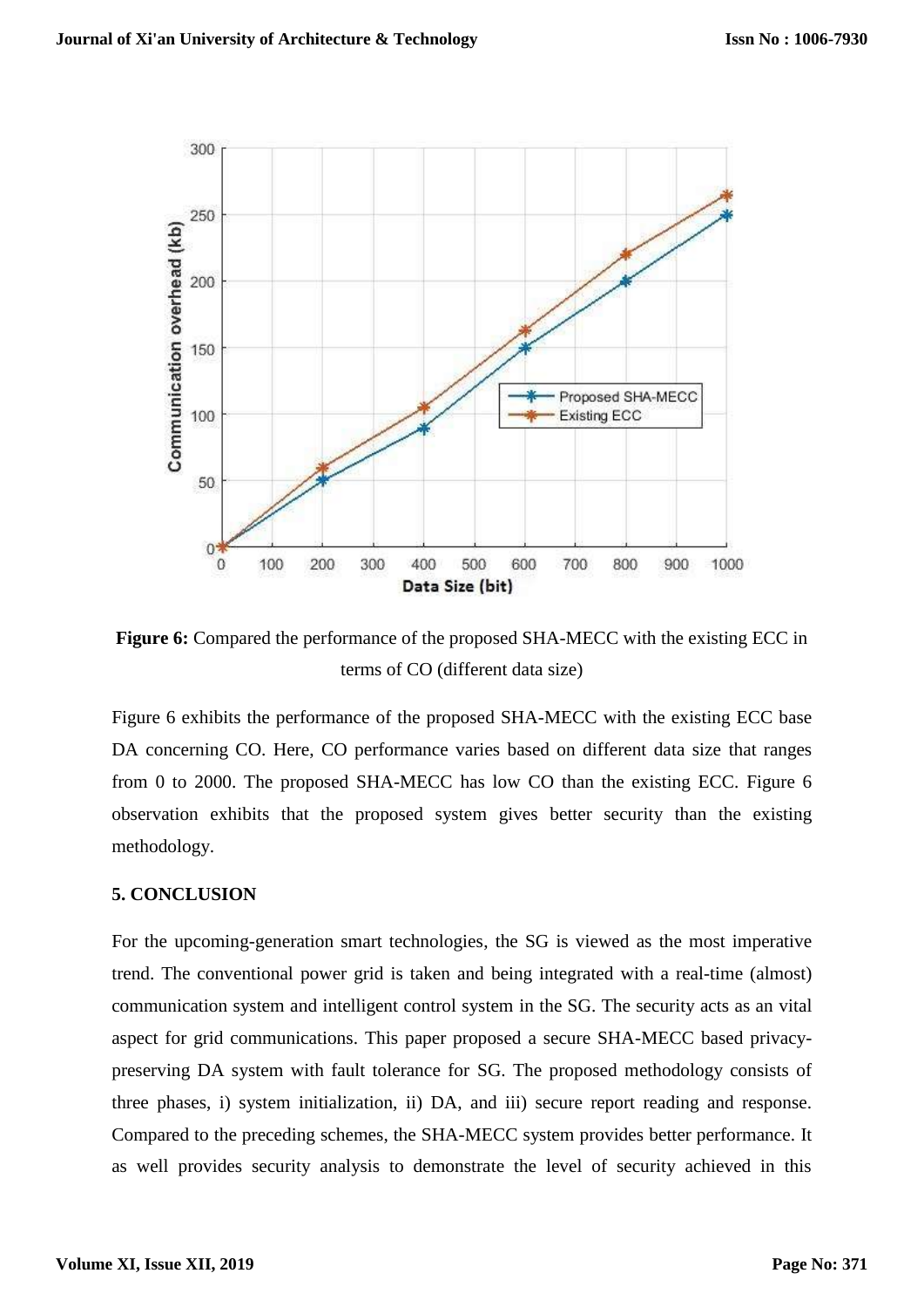**Figure 6:** Compared the performance of the proposed SHA-MECC with the existing ECC in terms of CO (different data size)

Figure 6 exhibits the performance of the proposed SHA-MECC with the existing ECC base DA concerning CO. Here, CO performance varies based on different data size that ranges from 0 to 2000. The proposed SHA-MECC has low CO than the existing ECC. Figure 6 observation exhibits that the proposed system gives better security than the existing methodology.

## 5. CONCLUSION

For the upcoming-generation smart technologies, the SG is viewed as the most imperative trend. The conventional power grid is taken and being integrated with a real-time (almost) communication system and intelligent control system in the SG. The security acts as an vital aspect for grid communications. This paper proposed a secure SHA-MECC based privacy-preserving DA system with fault tolerance for SG. The proposed methodology consists of three phases, i) system initialization, ii) DA, and iii) secure report reading and response. Compared to the preceding schemes, the SHA-MECC system provides better performance. It as well provides security analysis to demonstrate the level of security achieved in this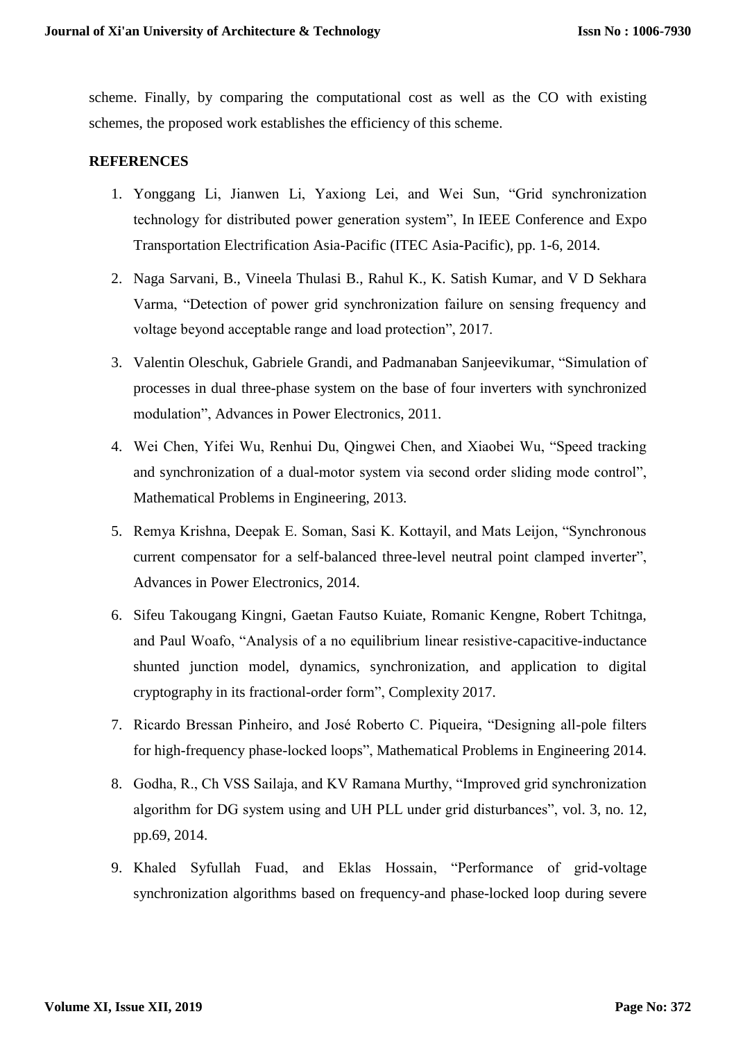scheme. Finally, by comparing the computational cost as well as the CO with existing schemes, the proposed work establishes the efficiency of this scheme.

## REFERENCES

1. Yonggang Li, Jianwen Li, Yaxiong Lei, and Wei Sun, "Grid synchronization technology for distributed power generation system", In IEEE Conference and Expo Transportation Electrification Asia-Pacific (ITEC Asia-Pacific), pp. 1-6, 2014.
2. Naga Sarvani, B., Vineela Thulasi B., Rahul K., K. Satish Kumar, and V D Sekhara Varma, "Detection of power grid synchronization failure on sensing frequency and voltage beyond acceptable range and load protection", 2017.
3. Valentin Oleschuk, Gabriele Grandi, and Padmanaban Sanjeevikumar, "Simulation of processes in dual three-phase system on the base of four inverters with synchronized modulation", Advances in Power Electronics, 2011.
4. Wei Chen, Yifei Wu, Renhui Du, Qingwei Chen, and Xiaobei Wu, "Speed tracking and synchronization of a dual-motor system via second order sliding mode control", Mathematical Problems in Engineering, 2013.
5. Remya Krishna, Deepak E. Soman, Sasi K. Kottayil, and Mats Leijon, "Synchronous current compensator for a self-balanced three-level neutral point clamped inverter", Advances in Power Electronics, 2014.
6. Sifeu Takougang Kingni, Gaetan Fautso Kuiate, Romanic Kengne, Robert Tchitnga, and Paul Woafo, "Analysis of a no equilibrium linear resistive-capacitive-inductance shunted junction model, dynamics, synchronization, and application to digital cryptography in its fractional-order form", Complexity 2017.
7. Ricardo Bressan Pinheiro, and José Roberto C. Piqueira, "Designing all-pole filters for high-frequency phase-locked loops", Mathematical Problems in Engineering 2014.
8. Godha, R., Ch VSS Sailaja, and KV Ramana Murthy, "Improved grid synchronization algorithm for DG system using and UH PLL under grid disturbances", vol. 3, no. 12, pp.69, 2014.
9. Khaled Syfullah Fuad, and Eklas Hossain, "Performance of grid-voltage synchronization algorithms based on frequency-and phase-locked loop during severe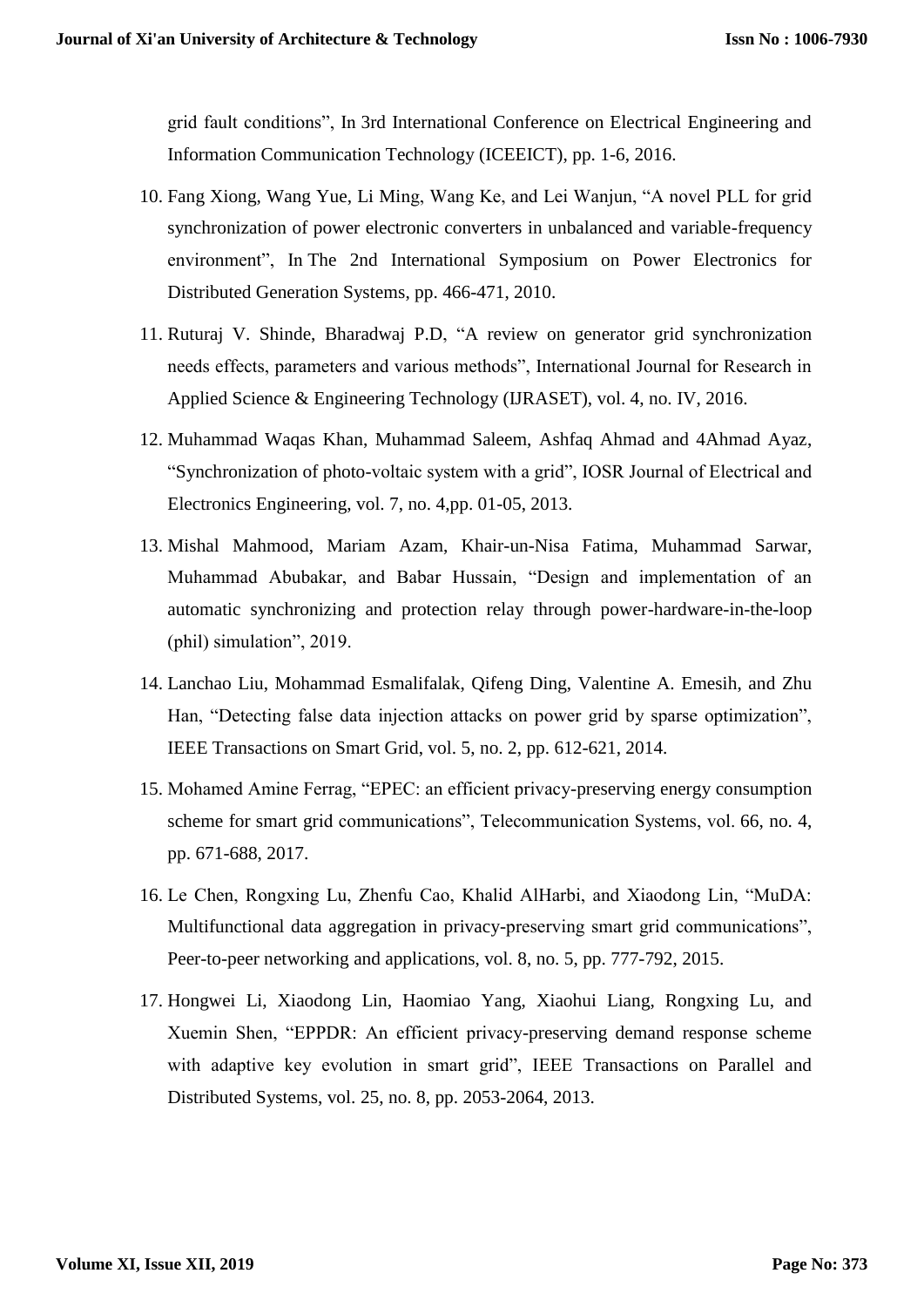grid fault conditions", In 3rd International Conference on Electrical Engineering and Information Communication Technology (ICEEICT), pp. 1-6, 2016.

10. Fang Xiong, Wang Yue, Li Ming, Wang Ke, and Lei Wanjun, "A novel PLL for grid synchronization of power electronic converters in unbalanced and variable-frequency environment", In The 2nd International Symposium on Power Electronics for Distributed Generation Systems, pp. 466-471, 2010.
11. Ruturaj V. Shinde, Bharadwaj P.D, "A review on generator grid synchronization needs effects, parameters and various methods", International Journal for Research in Applied Science & Engineering Technology (IJRASET), vol. 4, no. IV, 2016.
12. Muhammad Waqas Khan, Muhammad Saleem, Ashfaq Ahmad and 4Ahmad Ayaz, "Synchronization of photo-voltaic system with a grid", IOSR Journal of Electrical and Electronics Engineering, vol. 7, no. 4,pp. 01-05, 2013.
13. Mishal Mahmood, Mariam Azam, Khair-un-Nisa Fatima, Muhammad Sarwar, Muhammad Abubakar, and Babar Hussain, "Design and implementation of an automatic synchronizing and protection relay through power-hardware-in-the-loop (phil) simulation", 2019.
14. Lanchao Liu, Mohammad Esmalifalak, Qifeng Ding, Valentine A. Emesih, and Zhu Han, "Detecting false data injection attacks on power grid by sparse optimization", IEEE Transactions on Smart Grid, vol. 5, no. 2, pp. 612-621, 2014.
15. Mohamed Amine Ferrag, "EPEC: an efficient privacy-preserving energy consumption scheme for smart grid communications", Telecommunication Systems, vol. 66, no. 4, pp. 671-688, 2017.
16. Le Chen, Rongxing Lu, Zhenfu Cao, Khalid AlHarbi, and Xiaodong Lin, "MuDA: Multifunctional data aggregation in privacy-preserving smart grid communications", Peer-to-peer networking and applications, vol. 8, no. 5, pp. 777-792, 2015.
17. Hongwei Li, Xiaodong Lin, Haomiao Yang, Xiaohui Liang, Rongxing Lu, and Xuemin Shen, "EPPDR: An efficient privacy-preserving demand response scheme with adaptive key evolution in smart grid", IEEE Transactions on Parallel and Distributed Systems, vol. 25, no. 8, pp. 2053-2064, 2013.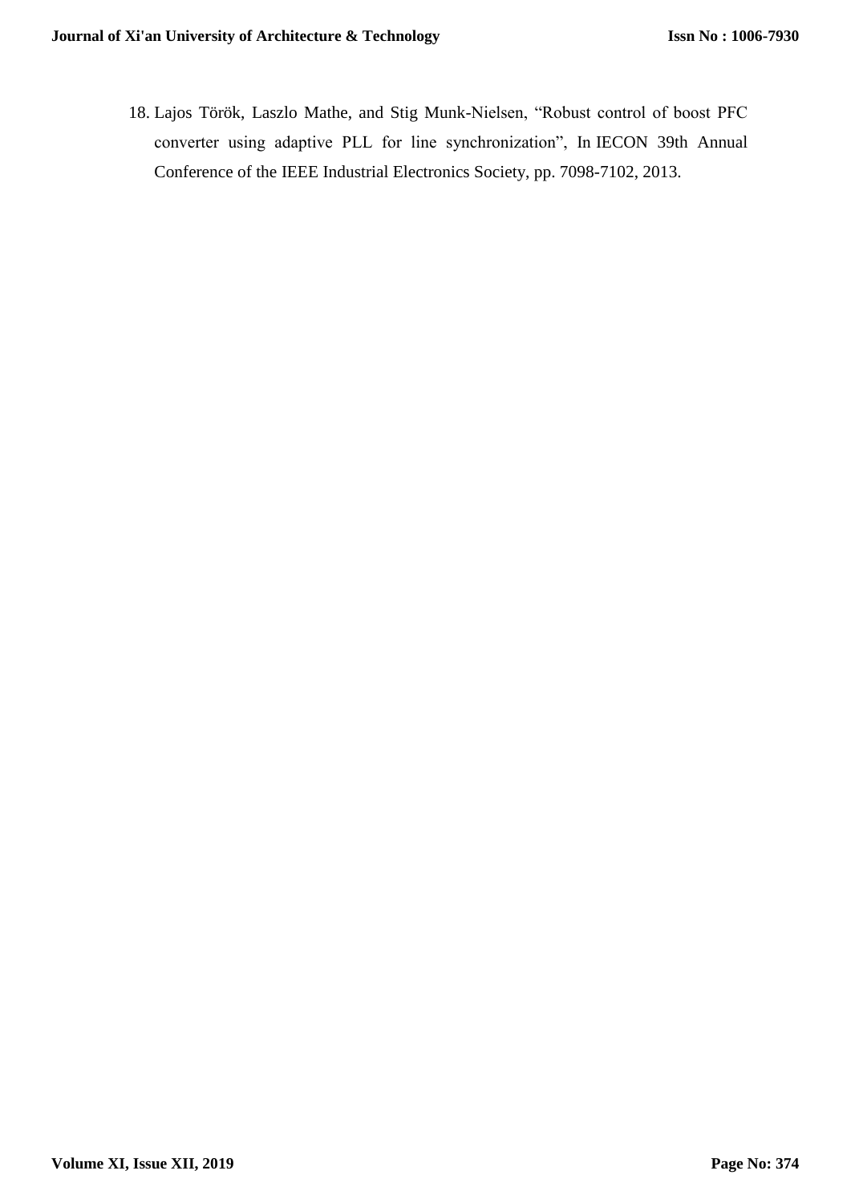18. Lajos Török, Laszlo Mathe, and Stig Munk-Nielsen, "Robust control of boost PFC converter using adaptive PLL for line synchronization", In IECON 39th Annual Conference of the IEEE Industrial Electronics Society, pp. 7098-7102, 2013.